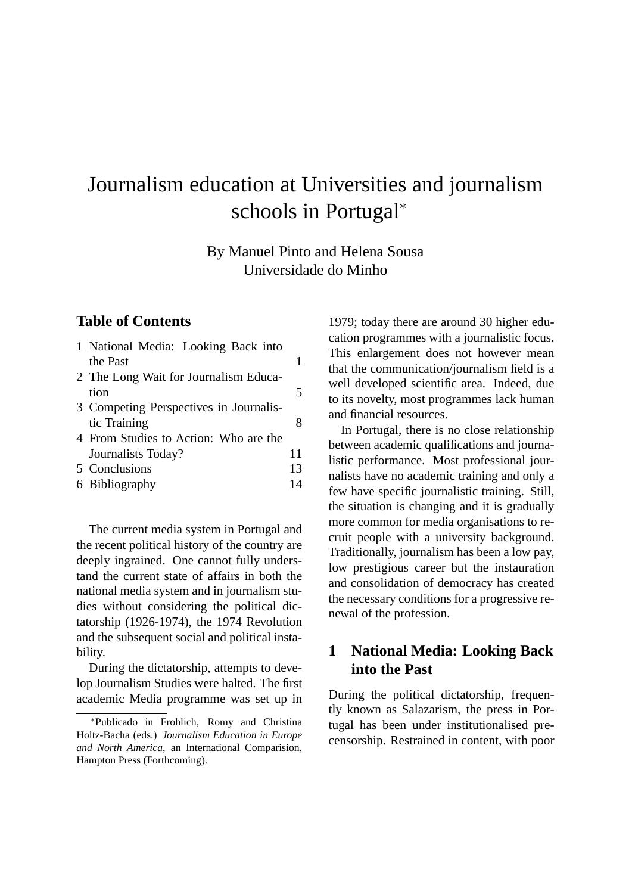# Journalism education at Universities and journalism schools in Portugal*

By Manuel Pinto and Helena Sousa
Universidade do Minho

## Table of Contents

1 National Media: Looking Back into the Past — 1
2 The Long Wait for Journalism Education — 5
3 Competing Perspectives in Journalistic Training — 8
4 From Studies to Action: Who are the Journalists Today? — 11
5 Conclusions — 13
6 Bibliography — 14

The current media system in Portugal and the recent political history of the country are deeply ingrained. One cannot fully understand the current state of affairs in both the national media system and in journalism studies without considering the political dictatorship (1926-1974), the 1974 Revolution and the subsequent social and political instability.

During the dictatorship, attempts to develop Journalism Studies were halted. The first academic Media programme was set up in 1979; today there are around 30 higher education programmes with a journalistic focus. This enlargement does not however mean that the communication/journalism field is a well developed scientific area. Indeed, due to its novelty, most programmes lack human and financial resources.

In Portugal, there is no close relationship between academic qualifications and journalistic performance. Most professional journalists have no academic training and only a few have specific journalistic training. Still, the situation is changing and it is gradually more common for media organisations to recruit people with a university background. Traditionally, journalism has been a low pay, low prestigious career but the instauration and consolidation of democracy has created the necessary conditions for a progressive renewal of the profession.

## 1 National Media: Looking Back into the Past

During the political dictatorship, frequently known as Salazarism, the press in Portugal has been under institutionalised pre-censorship. Restrained in content, with poor

*Publicado in Frohlich, Romy and Christina Holtz-Bacha (eds.) *Journalism Education in Europe and North America*, an International Comparision, Hampton Press (Forthcoming).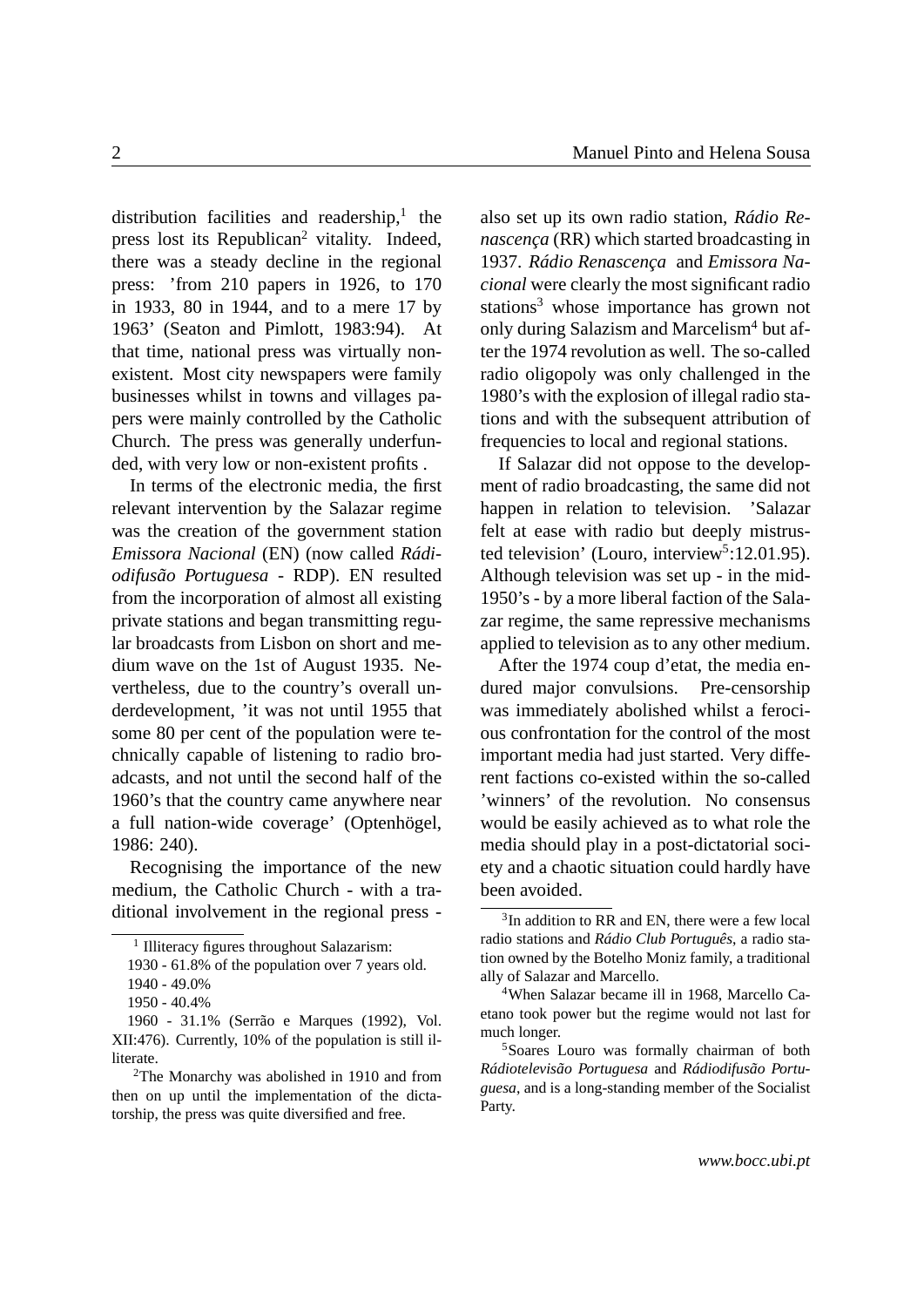distribution facilities and readership,[1] the press lost its Republican[2] vitality. Indeed, there was a steady decline in the regional press: 'from 210 papers in 1926, to 170 in 1933, 80 in 1944, and to a mere 17 by 1963' (Seaton and Pimlott, 1983:94). At that time, national press was virtually non-existent. Most city newspapers were family businesses whilst in towns and villages papers were mainly controlled by the Catholic Church. The press was generally underfunded, with very low or non-existent profits .

In terms of the electronic media, the first relevant intervention by the Salazar regime was the creation of the government station *Emissora Nacional* (EN) (now called *Rádiodifusão Portuguesa* - RDP). EN resulted from the incorporation of almost all existing private stations and began transmitting regular broadcasts from Lisbon on short and medium wave on the 1st of August 1935. Nevertheless, due to the country's overall underdevelopment, 'it was not until 1955 that some 80 per cent of the population were technically capable of listening to radio broadcasts, and not until the second half of the 1960's that the country came anywhere near a full nation-wide coverage' (Optenhögel, 1986: 240).

Recognising the importance of the new medium, the Catholic Church - with a traditional involvement in the regional press - also set up its own radio station, *Rádio Renascença* (RR) which started broadcasting in 1937. *Rádio Renascença* and *Emissora Nacional* were clearly the most significant radio stations[3] whose importance has grown not only during Salazism and Marcelism[4] but after the 1974 revolution as well. The so-called radio oligopoly was only challenged in the 1980's with the explosion of illegal radio stations and with the subsequent attribution of frequencies to local and regional stations.

If Salazar did not oppose to the development of radio broadcasting, the same did not happen in relation to television. 'Salazar felt at ease with radio but deeply mistrusted television' (Louro, interview[5]:12.01.95). Although television was set up - in the mid-1950's - by a more liberal faction of the Salazar regime, the same repressive mechanisms applied to television as to any other medium.

After the 1974 coup d'etat, the media endured major convulsions. Pre-censorship was immediately abolished whilst a ferocious confrontation for the control of the most important media had just started. Very different factions co-existed within the so-called 'winners' of the revolution. No consensus would be easily achieved as to what role the media should play in a post-dictatorial society and a chaotic situation could hardly have been avoided.

---

[1] Illiteracy figures throughout Salazarism:
1930 - 61.8% of the population over 7 years old.
1940 - 49.0%
1950 - 40.4%
1960 - 31.1% (Serrão e Marques (1992), Vol. XII:476). Currently, 10% of the population is still illiterate.

[2] The Monarchy was abolished in 1910 and from then on up until the implementation of the dictatorship, the press was quite diversified and free.

[3] In addition to RR and EN, there were a few local radio stations and *Rádio Club Português*, a radio station owned by the Botelho Moniz family, a traditional ally of Salazar and Marcello.

[4] When Salazar became ill in 1968, Marcello Caetano took power but the regime would not last for much longer.

[5] Soares Louro was formally chairman of both *Rádiotelevisão Portuguesa* and *Rádiodifusão Portuguesa*, and is a long-standing member of the Socialist Party.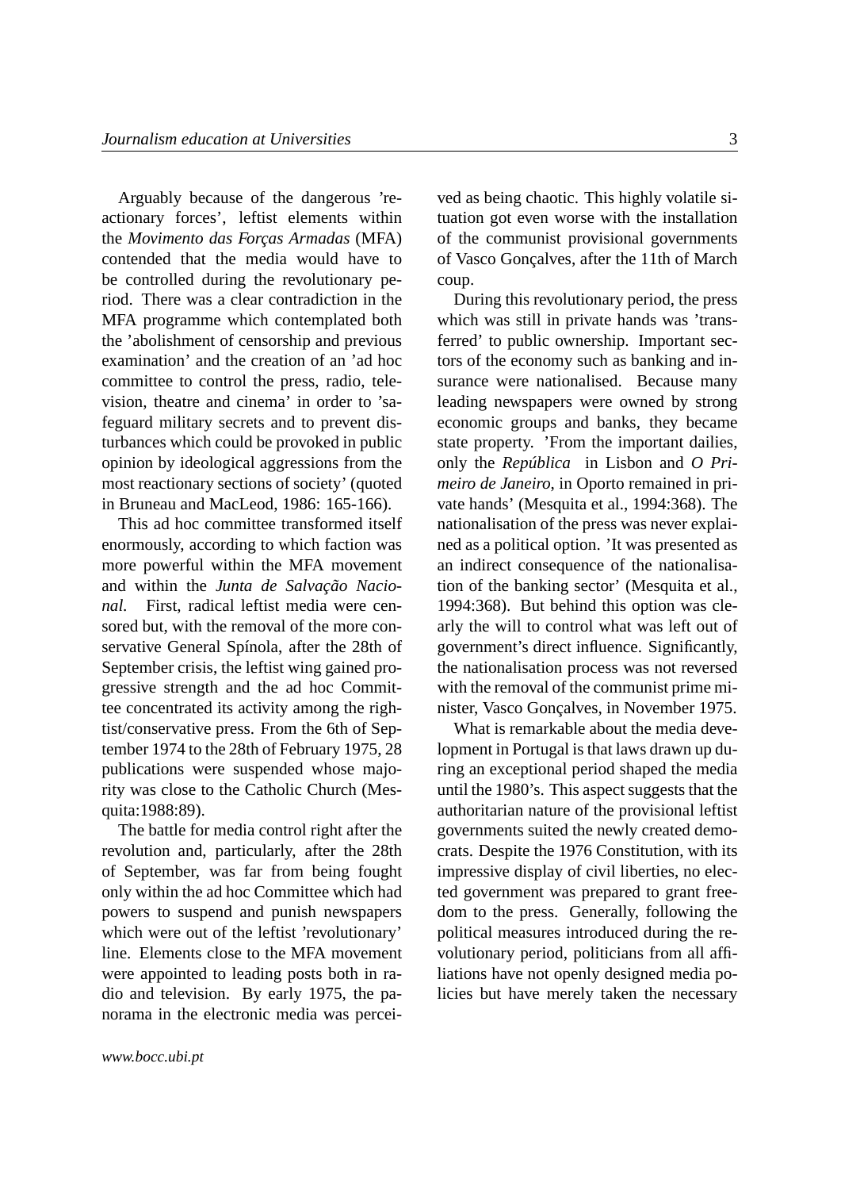Arguably because of the dangerous 'reactionary forces', leftist elements within the *Movimento das Forças Armadas* (MFA) contended that the media would have to be controlled during the revolutionary period. There was a clear contradiction in the MFA programme which contemplated both the 'abolishment of censorship and previous examination' and the creation of an 'ad hoc committee to control the press, radio, television, theatre and cinema' in order to 'safeguard military secrets and to prevent disturbances which could be provoked in public opinion by ideological aggressions from the most reactionary sections of society' (quoted in Bruneau and MacLeod, 1986: 165-166).

This ad hoc committee transformed itself enormously, according to which faction was more powerful within the MFA movement and within the *Junta de Salvação Nacional*. First, radical leftist media were censored but, with the removal of the more conservative General Spínola, after the 28th of September crisis, the leftist wing gained progressive strength and the ad hoc Committee concentrated its activity among the rightist/conservative press. From the 6th of September 1974 to the 28th of February 1975, 28 publications were suspended whose majority was close to the Catholic Church (Mesquita:1988:89).

The battle for media control right after the revolution and, particularly, after the 28th of September, was far from being fought only within the ad hoc Committee which had powers to suspend and punish newspapers which were out of the leftist 'revolutionary' line. Elements close to the MFA movement were appointed to leading posts both in radio and television. By early 1975, the panorama in the electronic media was perceived as being chaotic. This highly volatile situation got even worse with the installation of the communist provisional governments of Vasco Gonçalves, after the 11th of March coup.

During this revolutionary period, the press which was still in private hands was 'transferred' to public ownership. Important sectors of the economy such as banking and insurance were nationalised. Because many leading newspapers were owned by strong economic groups and banks, they became state property. 'From the important dailies, only the *República* in Lisbon and *O Primeiro de Janeiro*, in Oporto remained in private hands' (Mesquita et al., 1994:368). The nationalisation of the press was never explained as a political option. 'It was presented as an indirect consequence of the nationalisation of the banking sector' (Mesquita et al., 1994:368). But behind this option was clearly the will to control what was left out of government's direct influence. Significantly, the nationalisation process was not reversed with the removal of the communist prime minister, Vasco Gonçalves, in November 1975.

What is remarkable about the media development in Portugal is that laws drawn up during an exceptional period shaped the media until the 1980's. This aspect suggests that the authoritarian nature of the provisional leftist governments suited the newly created democrats. Despite the 1976 Constitution, with its impressive display of civil liberties, no elected government was prepared to grant freedom to the press. Generally, following the political measures introduced during the revolutionary period, politicians from all affiliations have not openly designed media policies but have merely taken the necessary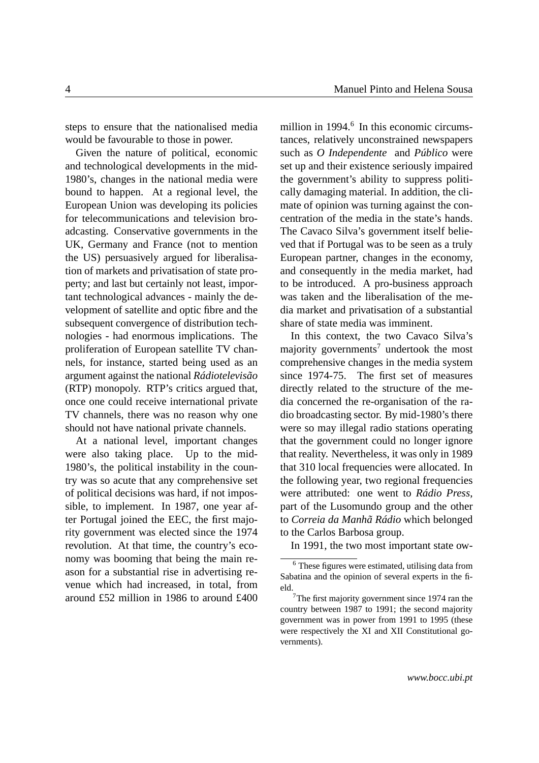steps to ensure that the nationalised media would be favourable to those in power.

Given the nature of political, economic and technological developments in the mid-1980's, changes in the national media were bound to happen. At a regional level, the European Union was developing its policies for telecommunications and television broadcasting. Conservative governments in the UK, Germany and France (not to mention the US) persuasively argued for liberalisation of markets and privatisation of state property; and last but certainly not least, important technological advances - mainly the development of satellite and optic fibre and the subsequent convergence of distribution technologies - had enormous implications. The proliferation of European satellite TV channels, for instance, started being used as an argument against the national *Rádiotelevisão* (RTP) monopoly. RTP's critics argued that, once one could receive international private TV channels, there was no reason why one should not have national private channels.

At a national level, important changes were also taking place. Up to the mid-1980's, the political instability in the country was so acute that any comprehensive set of political decisions was hard, if not impossible, to implement. In 1987, one year after Portugal joined the EEC, the first majority government was elected since the 1974 revolution. At that time, the country's economy was booming that being the main reason for a substantial rise in advertising revenue which had increased, in total, from around £52 million in 1986 to around £400 million in 1994.[6] In this economic circumstances, relatively unconstrained newspapers such as *O Independente* and *Público* were set up and their existence seriously impaired the government's ability to suppress politically damaging material. In addition, the climate of opinion was turning against the concentration of the media in the state's hands. The Cavaco Silva's government itself believed that if Portugal was to be seen as a truly European partner, changes in the economy, and consequently in the media market, had to be introduced. A pro-business approach was taken and the liberalisation of the media market and privatisation of a substantial share of state media was imminent.

In this context, the two Cavaco Silva's majority governments[7] undertook the most comprehensive changes in the media system since 1974-75. The first set of measures directly related to the structure of the media concerned the re-organisation of the radio broadcasting sector. By mid-1980's there were so may illegal radio stations operating that the government could no longer ignore that reality. Nevertheless, it was only in 1989 that 310 local frequencies were allocated. In the following year, two regional frequencies were attributed: one went to *Rádio Press*, part of the Lusomundo group and the other to *Correia da Manhã Rádio* which belonged to the Carlos Barbosa group.

In 1991, the two most important state ow-

---

[6] These figures were estimated, utilising data from Sabatina and the opinion of several experts in the field.

[7] The first majority government since 1974 ran the country between 1987 to 1991; the second majority government was in power from 1991 to 1995 (these were respectively the XI and XII Constitutional governments).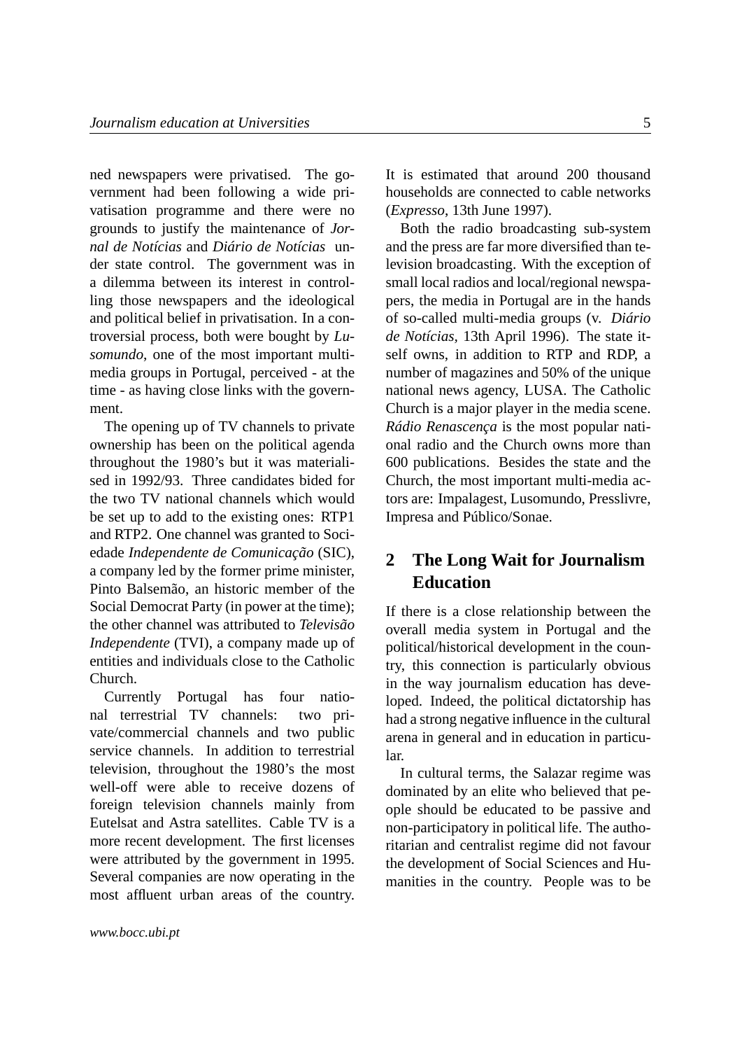ned newspapers were privatised. The government had been following a wide privatisation programme and there were no grounds to justify the maintenance of *Jornal de Notícias* and *Diário de Notícias* under state control. The government was in a dilemma between its interest in controlling those newspapers and the ideological and political belief in privatisation. In a controversial process, both were bought by *Lusomundo*, one of the most important multimedia groups in Portugal, perceived - at the time - as having close links with the government.

The opening up of TV channels to private ownership has been on the political agenda throughout the 1980's but it was materialised in 1992/93. Three candidates bided for the two TV national channels which would be set up to add to the existing ones: RTP1 and RTP2. One channel was granted to Sociedade *Independente de Comunicação* (SIC), a company led by the former prime minister, Pinto Balsemão, an historic member of the Social Democrat Party (in power at the time); the other channel was attributed to *Televisão Independente* (TVI), a company made up of entities and individuals close to the Catholic Church.

Currently Portugal has four national terrestrial TV channels: two private/commercial channels and two public service channels. In addition to terrestrial television, throughout the 1980's the most well-off were able to receive dozens of foreign television channels mainly from Eutelsat and Astra satellites. Cable TV is a more recent development. The first licenses were attributed by the government in 1995. Several companies are now operating in the most affluent urban areas of the country. It is estimated that around 200 thousand households are connected to cable networks (*Expresso*, 13th June 1997).

Both the radio broadcasting sub-system and the press are far more diversified than television broadcasting. With the exception of small local radios and local/regional newspapers, the media in Portugal are in the hands of so-called multi-media groups (v. *Diário de Notícias*, 13th April 1996). The state itself owns, in addition to RTP and RDP, a number of magazines and 50% of the unique national news agency, LUSA. The Catholic Church is a major player in the media scene. *Rádio Renascença* is the most popular national radio and the Church owns more than 600 publications. Besides the state and the Church, the most important multi-media actors are: Impalagest, Lusomundo, Presslivre, Impresa and Público/Sonae.

## 2 The Long Wait for Journalism Education

If there is a close relationship between the overall media system in Portugal and the political/historical development in the country, this connection is particularly obvious in the way journalism education has developed. Indeed, the political dictatorship has had a strong negative influence in the cultural arena in general and in education in particular.

In cultural terms, the Salazar regime was dominated by an elite who believed that people should be educated to be passive and non-participatory in political life. The authoritarian and centralist regime did not favour the development of Social Sciences and Humanities in the country. People was to be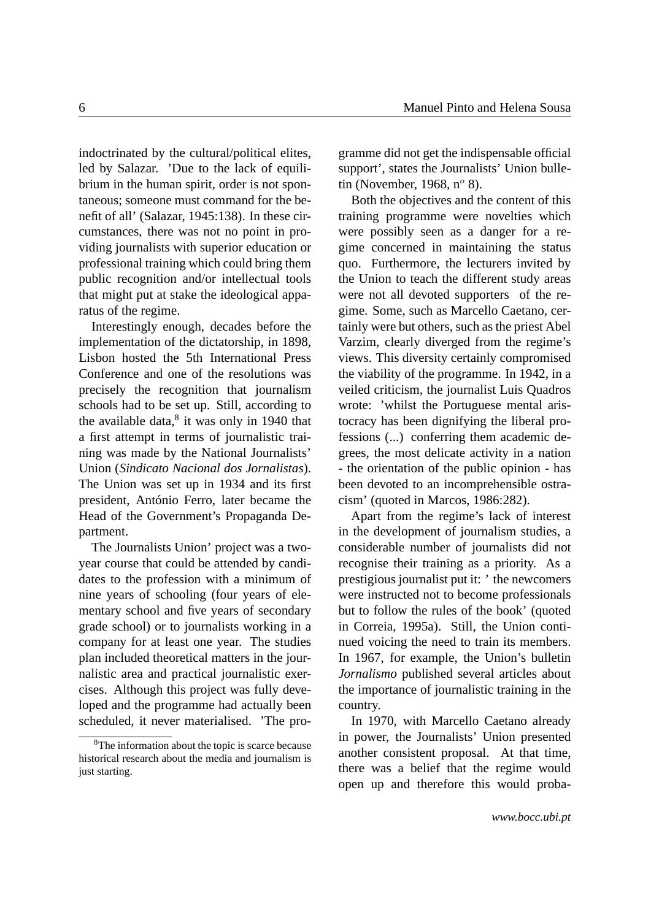indoctrinated by the cultural/political elites, led by Salazar. 'Due to the lack of equilibrium in the human spirit, order is not spontaneous; someone must command for the benefit of all' (Salazar, 1945:138). In these circumstances, there was not no point in providing journalists with superior education or professional training which could bring them public recognition and/or intellectual tools that might put at stake the ideological apparatus of the regime.

Interestingly enough, decades before the implementation of the dictatorship, in 1898, Lisbon hosted the 5th International Press Conference and one of the resolutions was precisely the recognition that journalism schools had to be set up. Still, according to the available data,[8] it was only in 1940 that a first attempt in terms of journalistic training was made by the National Journalists' Union (*Sindicato Nacional dos Jornalistas*). The Union was set up in 1934 and its first president, António Ferro, later became the Head of the Government's Propaganda Department.

The Journalists Union' project was a two-year course that could be attended by candidates to the profession with a minimum of nine years of schooling (four years of elementary school and five years of secondary grade school) or to journalists working in a company for at least one year. The studies plan included theoretical matters in the journalistic area and practical journalistic exercises. Although this project was fully developed and the programme had actually been scheduled, it never materialised. 'The programme did not get the indispensable official support', states the Journalists' Union bulletin (November, 1968, n$^o$ 8).

Both the objectives and the content of this training programme were novelties which were possibly seen as a danger for a regime concerned in maintaining the status quo. Furthermore, the lecturers invited by the Union to teach the different study areas were not all devoted supporters of the regime. Some, such as Marcello Caetano, certainly were but others, such as the priest Abel Varzim, clearly diverged from the regime's views. This diversity certainly compromised the viability of the programme. In 1942, in a veiled criticism, the journalist Luis Quadros wrote: 'whilst the Portuguese mental aristocracy has been dignifying the liberal professions (...) conferring them academic degrees, the most delicate activity in a nation - the orientation of the public opinion - has been devoted to an incomprehensible ostracism' (quoted in Marcos, 1986:282).

Apart from the regime's lack of interest in the development of journalism studies, a considerable number of journalists did not recognise their training as a priority. As a prestigious journalist put it: ' the newcomers were instructed not to become professionals but to follow the rules of the book' (quoted in Correia, 1995a). Still, the Union continued voicing the need to train its members. In 1967, for example, the Union's bulletin *Jornalismo* published several articles about the importance of journalistic training in the country.

In 1970, with Marcello Caetano already in power, the Journalists' Union presented another consistent proposal. At that time, there was a belief that the regime would open up and therefore this would proba-

[8] The information about the topic is scarce because historical research about the media and journalism is just starting.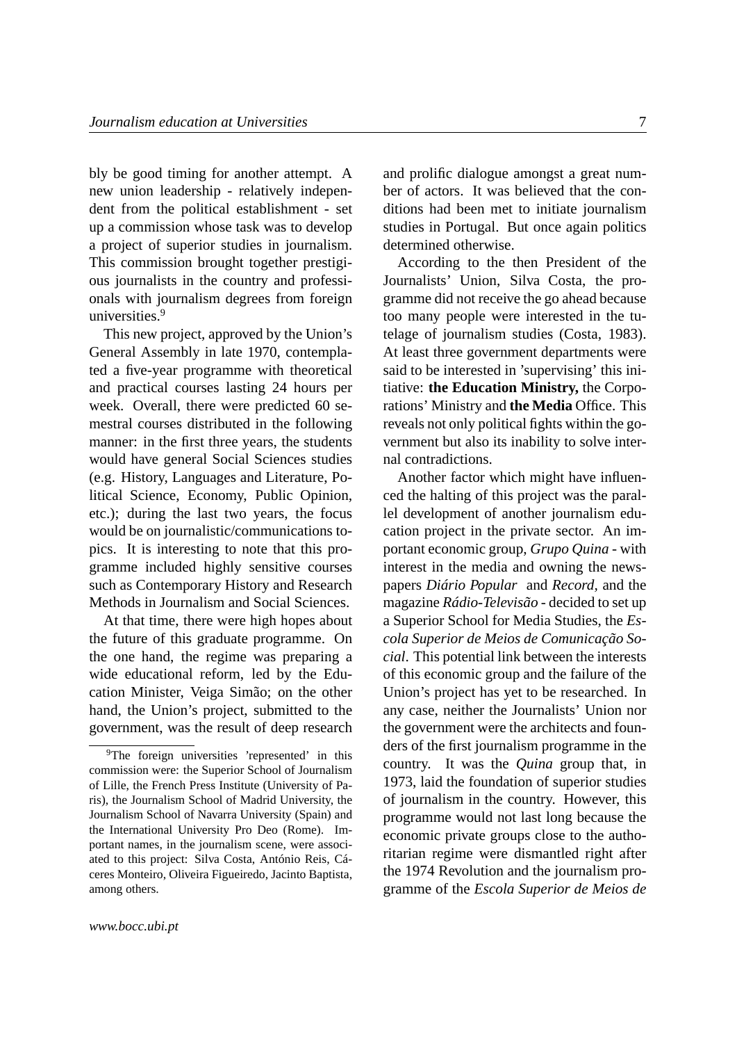bly be good timing for another attempt. A new union leadership - relatively independent from the political establishment - set up a commission whose task was to develop a project of superior studies in journalism. This commission brought together prestigious journalists in the country and professionals with journalism degrees from foreign universities.[9]

This new project, approved by the Union's General Assembly in late 1970, contemplated a five-year programme with theoretical and practical courses lasting 24 hours per week. Overall, there were predicted 60 semestral courses distributed in the following manner: in the first three years, the students would have general Social Sciences studies (e.g. History, Languages and Literature, Political Science, Economy, Public Opinion, etc.); during the last two years, the focus would be on journalistic/communications topics. It is interesting to note that this programme included highly sensitive courses such as Contemporary History and Research Methods in Journalism and Social Sciences.

At that time, there were high hopes about the future of this graduate programme. On the one hand, the regime was preparing a wide educational reform, led by the Education Minister, Veiga Simão; on the other hand, the Union's project, submitted to the government, was the result of deep research and prolific dialogue amongst a great number of actors. It was believed that the conditions had been met to initiate journalism studies in Portugal. But once again politics determined otherwise.

According to the then President of the Journalists' Union, Silva Costa, the programme did not receive the go ahead because too many people were interested in the tutelage of journalism studies (Costa, 1983). At least three government departments were said to be interested in 'supervising' this initiative: **the Education Ministry,** the Corporations' Ministry and **the Media** Office. This reveals not only political fights within the government but also its inability to solve internal contradictions.

Another factor which might have influenced the halting of this project was the parallel development of another journalism education project in the private sector. An important economic group, *Grupo Quina* - with interest in the media and owning the newspapers *Diário Popular* and *Record,* and the magazine *Rádio-Televisão* - decided to set up a Superior School for Media Studies, the *Escola Superior de Meios de Comunicação Social*. This potential link between the interests of this economic group and the failure of the Union's project has yet to be researched. In any case, neither the Journalists' Union nor the government were the architects and founders of the first journalism programme in the country. It was the *Quina* group that, in 1973, laid the foundation of superior studies of journalism in the country. However, this programme would not last long because the economic private groups close to the authoritarian regime were dismantled right after the 1974 Revolution and the journalism programme of the *Escola Superior de Meios de*

[9] The foreign universities 'represented' in this commission were: the Superior School of Journalism of Lille, the French Press Institute (University of Paris), the Journalism School of Madrid University, the Journalism School of Navarra University (Spain) and the International University Pro Deo (Rome). Important names, in the journalism scene, were associated to this project: Silva Costa, António Reis, Cáceres Monteiro, Oliveira Figueiredo, Jacinto Baptista, among others.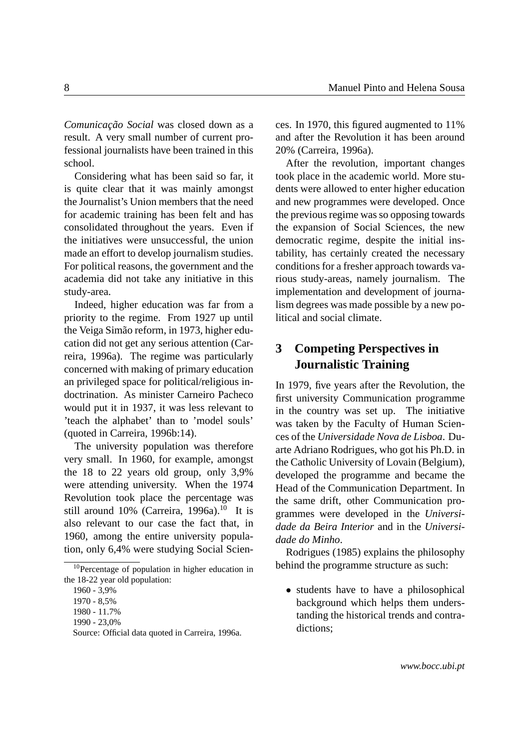*Comunicação Social* was closed down as a result. A very small number of current professional journalists have been trained in this school.

Considering what has been said so far, it is quite clear that it was mainly amongst the Journalist's Union members that the need for academic training has been felt and has consolidated throughout the years. Even if the initiatives were unsuccessful, the union made an effort to develop journalism studies. For political reasons, the government and the academia did not take any initiative in this study-area.

Indeed, higher education was far from a priority to the regime. From 1927 up until the Veiga Simão reform, in 1973, higher education did not get any serious attention (Carreira, 1996a). The regime was particularly concerned with making of primary education an privileged space for political/religious indoctrination. As minister Carneiro Pacheco would put it in 1937, it was less relevant to 'teach the alphabet' than to 'model souls' (quoted in Carreira, 1996b:14).

The university population was therefore very small. In 1960, for example, amongst the 18 to 22 years old group, only 3,9% were attending university. When the 1974 Revolution took place the percentage was still around 10% (Carreira, 1996a).[10] It is also relevant to our case the fact that, in 1960, among the entire university population, only 6,4% were studying Social Sciences. In 1970, this figured augmented to 11% and after the Revolution it has been around 20% (Carreira, 1996a).

After the revolution, important changes took place in the academic world. More students were allowed to enter higher education and new programmes were developed. Once the previous regime was so opposing towards the expansion of Social Sciences, the new democratic regime, despite the initial instability, has certainly created the necessary conditions for a fresher approach towards various study-areas, namely journalism. The implementation and development of journalism degrees was made possible by a new political and social climate.

## 3 Competing Perspectives in Journalistic Training

In 1979, five years after the Revolution, the first university Communication programme in the country was set up. The initiative was taken by the Faculty of Human Sciences of the *Universidade Nova de Lisboa*. Duarte Adriano Rodrigues, who got his Ph.D. in the Catholic University of Lovain (Belgium), developed the programme and became the Head of the Communication Department. In the same drift, other Communication programmes were developed in the *Universidade da Beira Interior* and in the *Universidade do Minho*.

Rodrigues (1985) explains the philosophy behind the programme structure as such:

- students have to have a philosophical background which helps them understanding the historical trends and contradictions;

---

[10] Percentage of population in higher education in the 18-22 year old population:

1960 - 3,9%

1970 - 8,5%

1980 - 11.7%

1990 - 23,0%

Source: Official data quoted in Carreira, 1996a.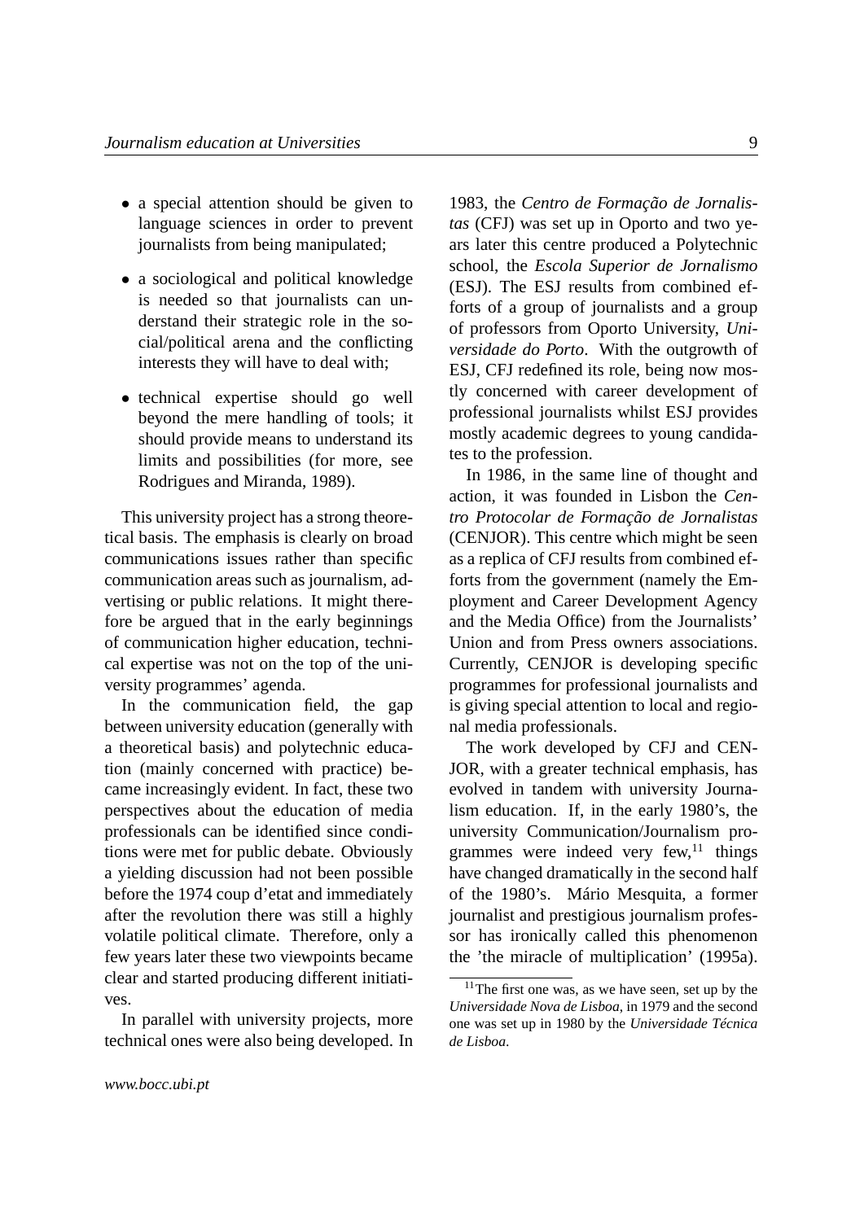- a special attention should be given to language sciences in order to prevent journalists from being manipulated;
- a sociological and political knowledge is needed so that journalists can understand their strategic role in the social/political arena and the conflicting interests they will have to deal with;
- technical expertise should go well beyond the mere handling of tools; it should provide means to understand its limits and possibilities (for more, see Rodrigues and Miranda, 1989).

This university project has a strong theoretical basis. The emphasis is clearly on broad communications issues rather than specific communication areas such as journalism, advertising or public relations. It might therefore be argued that in the early beginnings of communication higher education, technical expertise was not on the top of the university programmes' agenda.

In the communication field, the gap between university education (generally with a theoretical basis) and polytechnic education (mainly concerned with practice) became increasingly evident. In fact, these two perspectives about the education of media professionals can be identified since conditions were met for public debate. Obviously a yielding discussion had not been possible before the 1974 coup d'etat and immediately after the revolution there was still a highly volatile political climate. Therefore, only a few years later these two viewpoints became clear and started producing different initiatives.

In parallel with university projects, more technical ones were also being developed. In 1983, the *Centro de Formação de Jornalistas* (CFJ) was set up in Oporto and two years later this centre produced a Polytechnic school, the *Escola Superior de Jornalismo* (ESJ). The ESJ results from combined efforts of a group of journalists and a group of professors from Oporto University, *Universidade do Porto*. With the outgrowth of ESJ, CFJ redefined its role, being now mostly concerned with career development of professional journalists whilst ESJ provides mostly academic degrees to young candidates to the profession.

In 1986, in the same line of thought and action, it was founded in Lisbon the *Centro Protocolar de Formação de Jornalistas* (CENJOR). This centre which might be seen as a replica of CFJ results from combined efforts from the government (namely the Employment and Career Development Agency and the Media Office) from the Journalists' Union and from Press owners associations. Currently, CENJOR is developing specific programmes for professional journalists and is giving special attention to local and regional media professionals.

The work developed by CFJ and CENJOR, with a greater technical emphasis, has evolved in tandem with university Journalism education. If, in the early 1980's, the university Communication/Journalism programmes were indeed very few,[11] things have changed dramatically in the second half of the 1980's. Mário Mesquita, a former journalist and prestigious journalism professor has ironically called this phenomenon the 'the miracle of multiplication' (1995a).

[11] The first one was, as we have seen, set up by the *Universidade Nova de Lisboa*, in 1979 and the second one was set up in 1980 by the *Universidade Técnica de Lisboa*.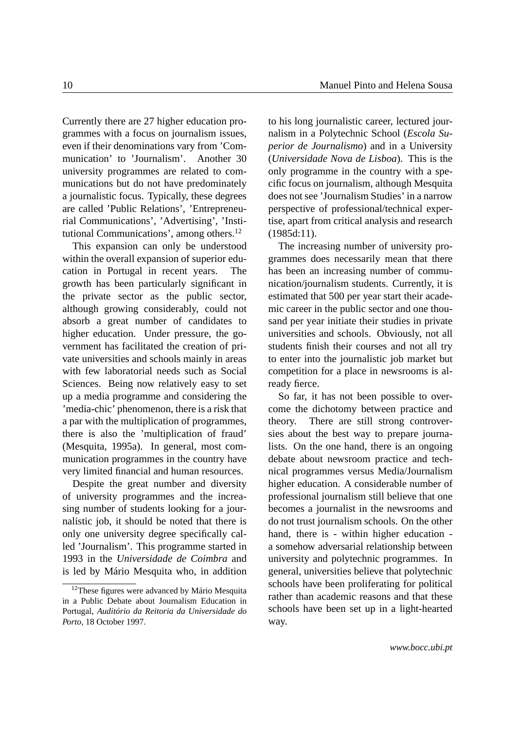Currently there are 27 higher education programmes with a focus on journalism issues, even if their denominations vary from 'Communication' to 'Journalism'. Another 30 university programmes are related to communications but do not have predominately a journalistic focus. Typically, these degrees are called 'Public Relations', 'Entrepreneurial Communications', 'Advertising', 'Institutional Communications', among others.[12]

This expansion can only be understood within the overall expansion of superior education in Portugal in recent years. The growth has been particularly significant in the private sector as the public sector, although growing considerably, could not absorb a great number of candidates to higher education. Under pressure, the government has facilitated the creation of private universities and schools mainly in areas with few laboratorial needs such as Social Sciences. Being now relatively easy to set up a media programme and considering the 'media-chic' phenomenon, there is a risk that a par with the multiplication of programmes, there is also the 'multiplication of fraud' (Mesquita, 1995a). In general, most communication programmes in the country have very limited financial and human resources.

Despite the great number and diversity of university programmes and the increasing number of students looking for a journalistic job, it should be noted that there is only one university degree specifically called 'Journalism'. This programme started in 1993 in the *Universidade de Coimbra* and is led by Mário Mesquita who, in addition to his long journalistic career, lectured journalism in a Polytechnic School (*Escola Superior de Journalismo*) and in a University (*Universidade Nova de Lisboa*). This is the only programme in the country with a specific focus on journalism, although Mesquita does not see 'Journalism Studies' in a narrow perspective of professional/technical expertise, apart from critical analysis and research (1985d:11).

The increasing number of university programmes does necessarily mean that there has been an increasing number of communication/journalism students. Currently, it is estimated that 500 per year start their academic career in the public sector and one thousand per year initiate their studies in private universities and schools. Obviously, not all students finish their courses and not all try to enter into the journalistic job market but competition for a place in newsrooms is already fierce.

So far, it has not been possible to overcome the dichotomy between practice and theory. There are still strong controversies about the best way to prepare journalists. On the one hand, there is an ongoing debate about newsroom practice and technical programmes versus Media/Journalism higher education. A considerable number of professional journalism still believe that one becomes a journalist in the newsrooms and do not trust journalism schools. On the other hand, there is - within higher education - a somehow adversarial relationship between university and polytechnic programmes. In general, universities believe that polytechnic schools have been proliferating for political rather than academic reasons and that these schools have been set up in a light-hearted way.

[12] These figures were advanced by Mário Mesquita in a Public Debate about Journalism Education in Portugal, *Auditório da Reitoria da Universidade do Porto*, 18 October 1997.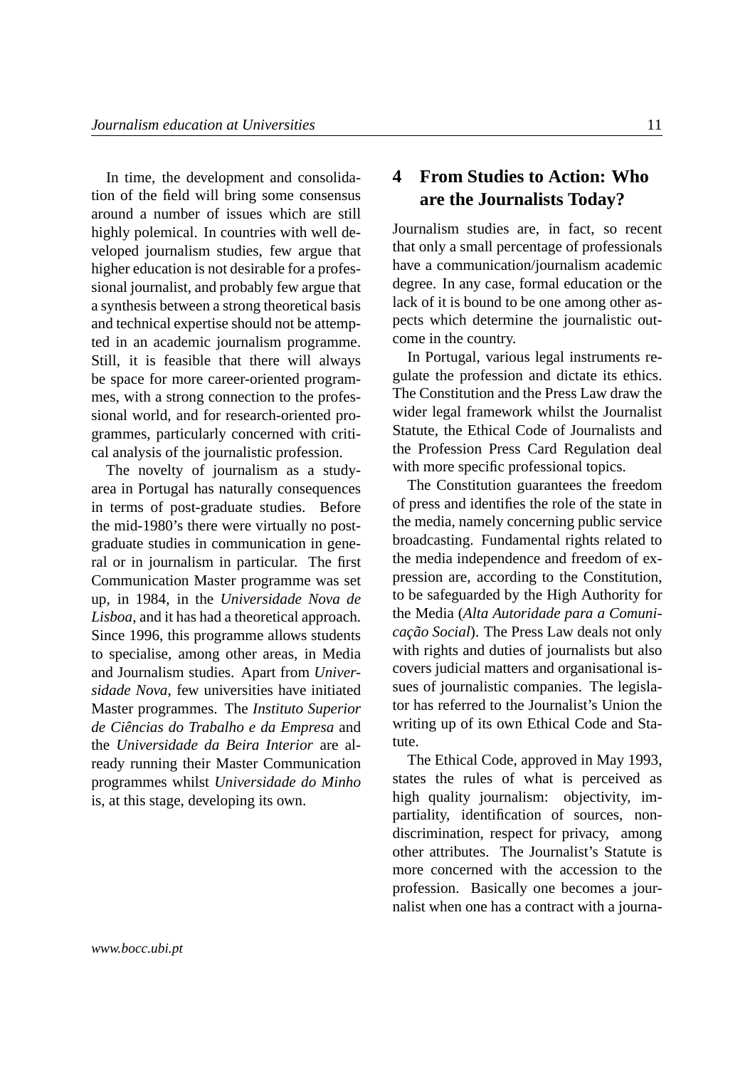In time, the development and consolidation of the field will bring some consensus around a number of issues which are still highly polemical. In countries with well developed journalism studies, few argue that higher education is not desirable for a professional journalist, and probably few argue that a synthesis between a strong theoretical basis and technical expertise should not be attempted in an academic journalism programme. Still, it is feasible that there will always be space for more career-oriented programmes, with a strong connection to the professional world, and for research-oriented programmes, particularly concerned with critical analysis of the journalistic profession.

The novelty of journalism as a study-area in Portugal has naturally consequences in terms of post-graduate studies. Before the mid-1980's there were virtually no post-graduate studies in communication in general or in journalism in particular. The first Communication Master programme was set up, in 1984, in the *Universidade Nova de Lisboa*, and it has had a theoretical approach. Since 1996, this programme allows students to specialise, among other areas, in Media and Journalism studies. Apart from *Universidade Nova*, few universities have initiated Master programmes. The *Instituto Superior de Ciências do Trabalho e da Empresa* and the *Universidade da Beira Interior* are already running their Master Communication programmes whilst *Universidade do Minho* is, at this stage, developing its own.

## 4 From Studies to Action: Who are the Journalists Today?

Journalism studies are, in fact, so recent that only a small percentage of professionals have a communication/journalism academic degree. In any case, formal education or the lack of it is bound to be one among other aspects which determine the journalistic outcome in the country.

In Portugal, various legal instruments regulate the profession and dictate its ethics. The Constitution and the Press Law draw the wider legal framework whilst the Journalist Statute, the Ethical Code of Journalists and the Profession Press Card Regulation deal with more specific professional topics.

The Constitution guarantees the freedom of press and identifies the role of the state in the media, namely concerning public service broadcasting. Fundamental rights related to the media independence and freedom of expression are, according to the Constitution, to be safeguarded by the High Authority for the Media (*Alta Autoridade para a Comunicação Social*). The Press Law deals not only with rights and duties of journalists but also covers judicial matters and organisational issues of journalistic companies. The legislator has referred to the Journalist's Union the writing up of its own Ethical Code and Statute.

The Ethical Code, approved in May 1993, states the rules of what is perceived as high quality journalism: objectivity, impartiality, identification of sources, non-discrimination, respect for privacy, among other attributes. The Journalist's Statute is more concerned with the accession to the profession. Basically one becomes a journalist when one has a contract with a journa-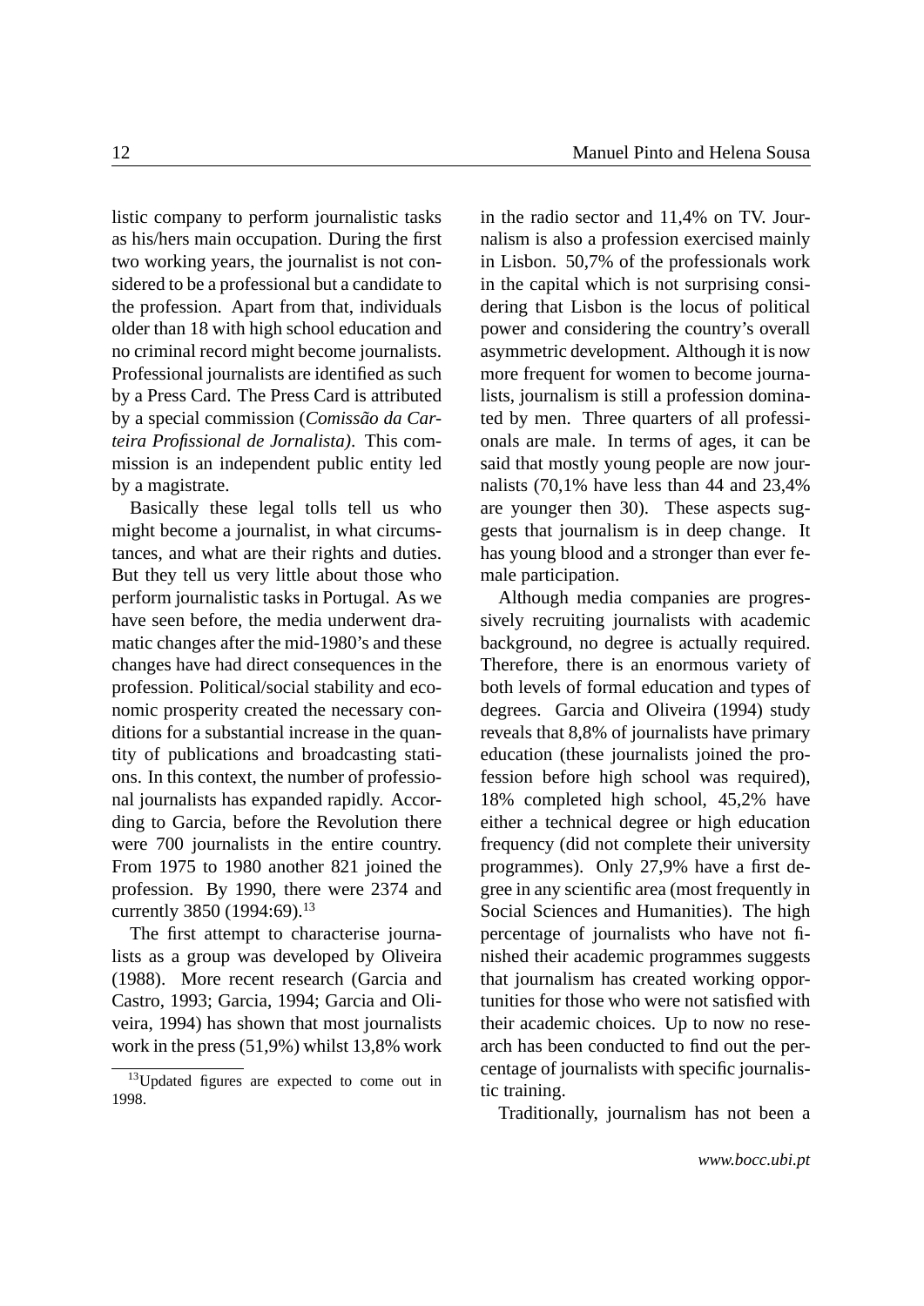listic company to perform journalistic tasks as his/hers main occupation. During the first two working years, the journalist is not considered to be a professional but a candidate to the profession. Apart from that, individuals older than 18 with high school education and no criminal record might become journalists. Professional journalists are identified as such by a Press Card. The Press Card is attributed by a special commission (*Comissão da Carteira Profissional de Jornalista)*. This commission is an independent public entity led by a magistrate.

Basically these legal tolls tell us who might become a journalist, in what circumstances, and what are their rights and duties. But they tell us very little about those who perform journalistic tasks in Portugal. As we have seen before, the media underwent dramatic changes after the mid-1980's and these changes have had direct consequences in the profession. Political/social stability and economic prosperity created the necessary conditions for a substantial increase in the quantity of publications and broadcasting stations. In this context, the number of professional journalists has expanded rapidly. According to Garcia, before the Revolution there were 700 journalists in the entire country. From 1975 to 1980 another 821 joined the profession. By 1990, there were 2374 and currently 3850 (1994:69).[13]

The first attempt to characterise journalists as a group was developed by Oliveira (1988). More recent research (Garcia and Castro, 1993; Garcia, 1994; Garcia and Oliveira, 1994) has shown that most journalists work in the press (51,9%) whilst 13,8% work in the radio sector and 11,4% on TV. Journalism is also a profession exercised mainly in Lisbon. 50,7% of the professionals work in the capital which is not surprising considering that Lisbon is the locus of political power and considering the country's overall asymmetric development. Although it is now more frequent for women to become journalists, journalism is still a profession dominated by men. Three quarters of all professionals are male. In terms of ages, it can be said that mostly young people are now journalists (70,1% have less than 44 and 23,4% are younger then 30). These aspects suggests that journalism is in deep change. It has young blood and a stronger than ever female participation.

Although media companies are progressively recruiting journalists with academic background, no degree is actually required. Therefore, there is an enormous variety of both levels of formal education and types of degrees. Garcia and Oliveira (1994) study reveals that 8,8% of journalists have primary education (these journalists joined the profession before high school was required), 18% completed high school, 45,2% have either a technical degree or high education frequency (did not complete their university programmes). Only 27,9% have a first degree in any scientific area (most frequently in Social Sciences and Humanities). The high percentage of journalists who have not finished their academic programmes suggests that journalism has created working opportunities for those who were not satisfied with their academic choices. Up to now no research has been conducted to find out the percentage of journalists with specific journalistic training.

Traditionally, journalism has not been a

[13] Updated figures are expected to come out in 1998.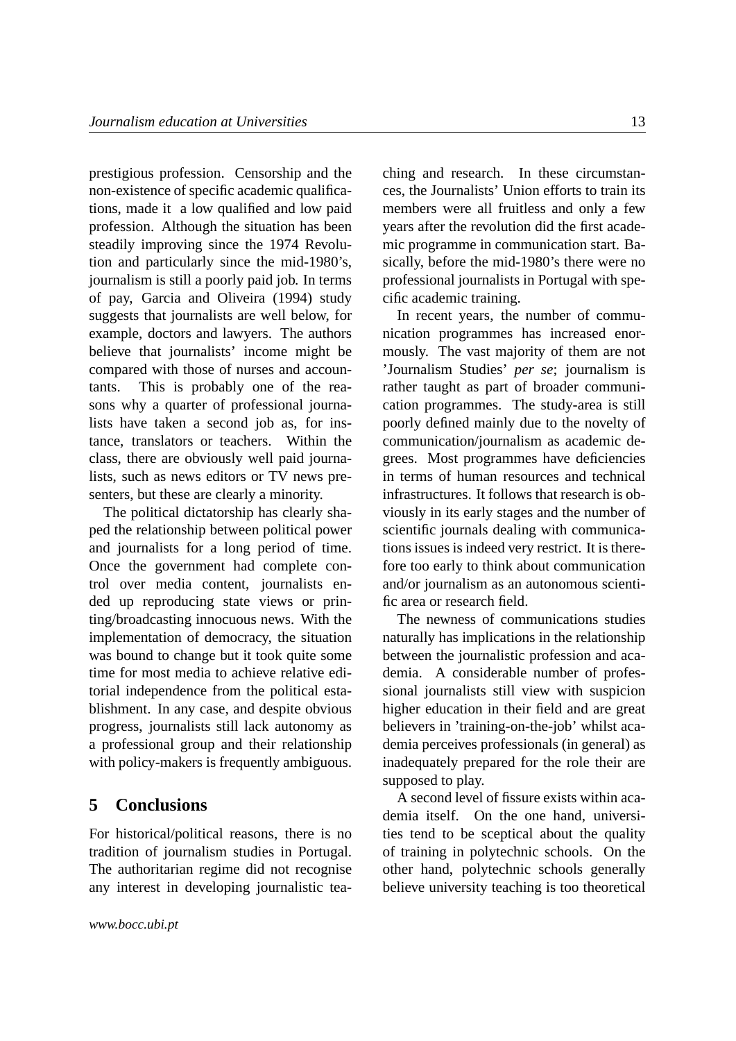prestigious profession. Censorship and the non-existence of specific academic qualifications, made it a low qualified and low paid profession. Although the situation has been steadily improving since the 1974 Revolution and particularly since the mid-1980's, journalism is still a poorly paid job. In terms of pay, Garcia and Oliveira (1994) study suggests that journalists are well below, for example, doctors and lawyers. The authors believe that journalists' income might be compared with those of nurses and accountants. This is probably one of the reasons why a quarter of professional journalists have taken a second job as, for instance, translators or teachers. Within the class, there are obviously well paid journalists, such as news editors or TV news presenters, but these are clearly a minority.

The political dictatorship has clearly shaped the relationship between political power and journalists for a long period of time. Once the government had complete control over media content, journalists ended up reproducing state views or printing/broadcasting innocuous news. With the implementation of democracy, the situation was bound to change but it took quite some time for most media to achieve relative editorial independence from the political establishment. In any case, and despite obvious progress, journalists still lack autonomy as a professional group and their relationship with policy-makers is frequently ambiguous.

## 5 Conclusions

For historical/political reasons, there is no tradition of journalism studies in Portugal. The authoritarian regime did not recognise any interest in developing journalistic teaching and research. In these circumstances, the Journalists' Union efforts to train its members were all fruitless and only a few years after the revolution did the first academic programme in communication start. Basically, before the mid-1980's there were no professional journalists in Portugal with specific academic training.

In recent years, the number of communication programmes has increased enormously. The vast majority of them are not 'Journalism Studies' *per se*; journalism is rather taught as part of broader communication programmes. The study-area is still poorly defined mainly due to the novelty of communication/journalism as academic degrees. Most programmes have deficiencies in terms of human resources and technical infrastructures. It follows that research is obviously in its early stages and the number of scientific journals dealing with communications issues is indeed very restrict. It is therefore too early to think about communication and/or journalism as an autonomous scientific area or research field.

The newness of communications studies naturally has implications in the relationship between the journalistic profession and academia. A considerable number of professional journalists still view with suspicion higher education in their field and are great believers in 'training-on-the-job' whilst academia perceives professionals (in general) as inadequately prepared for the role their are supposed to play.

A second level of fissure exists within academia itself. On the one hand, universities tend to be sceptical about the quality of training in polytechnic schools. On the other hand, polytechnic schools generally believe university teaching is too theoretical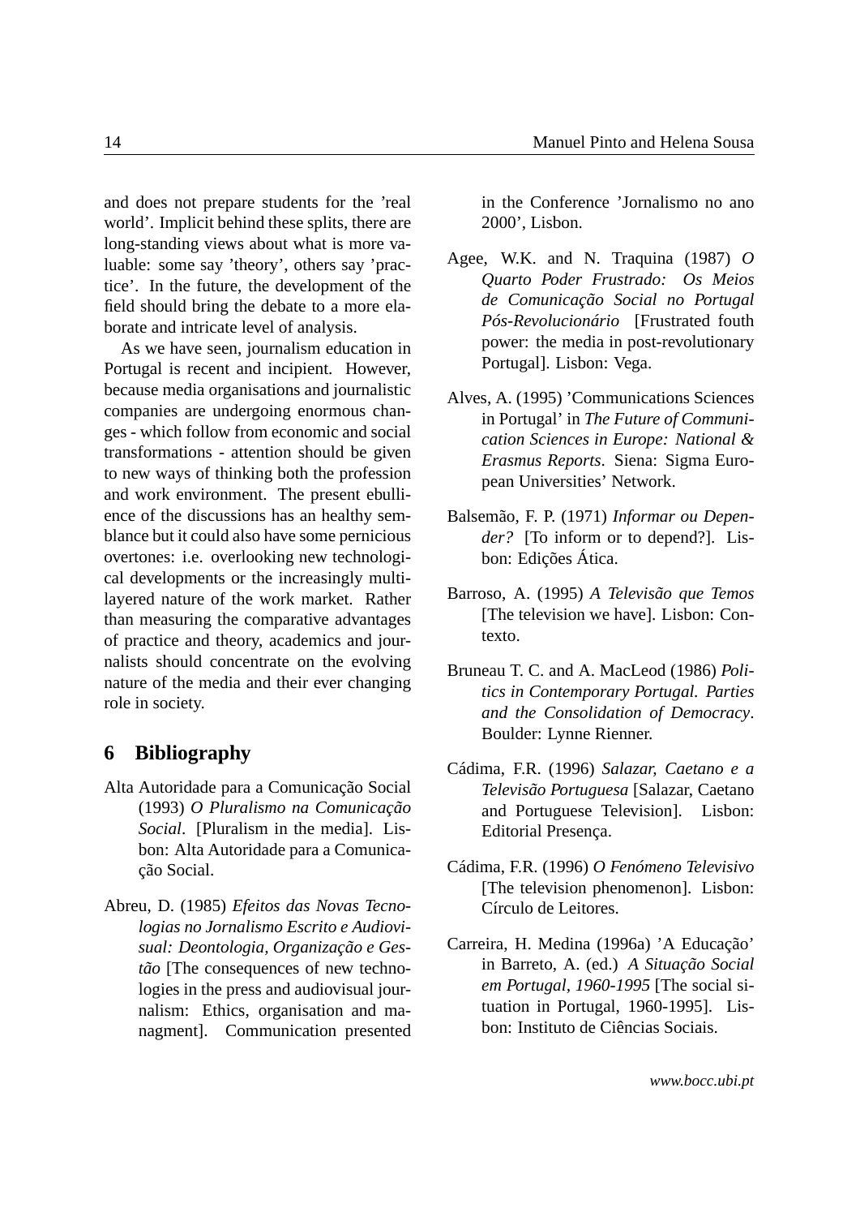and does not prepare students for the 'real world'. Implicit behind these splits, there are long-standing views about what is more valuable: some say 'theory', others say 'practice'. In the future, the development of the field should bring the debate to a more elaborate and intricate level of analysis.

As we have seen, journalism education in Portugal is recent and incipient. However, because media organisations and journalistic companies are undergoing enormous changes - which follow from economic and social transformations - attention should be given to new ways of thinking both the profession and work environment. The present ebullience of the discussions has an healthy semblance but it could also have some pernicious overtones: i.e. overlooking new technological developments or the increasingly multilayered nature of the work market. Rather than measuring the comparative advantages of practice and theory, academics and journalists should concentrate on the evolving nature of the media and their ever changing role in society.

## 6 Bibliography

Alta Autoridade para a Comunicação Social (1993) *O Pluralismo na Comunicação Social*. [Pluralism in the media]. Lisbon: Alta Autoridade para a Comunicação Social.

Abreu, D. (1985) *Efeitos das Novas Tecnologias no Jornalismo Escrito e Audiovisual: Deontologia, Organização e Gestão* [The consequences of new technologies in the press and audiovisual journalism: Ethics, organisation and managment]. Communication presented in the Conference 'Jornalismo no ano 2000', Lisbon.

Agee, W.K. and N. Traquina (1987) *O Quarto Poder Frustrado: Os Meios de Comunicação Social no Portugal Pós-Revolucionário* [Frustrated fouth power: the media in post-revolutionary Portugal]. Lisbon: Vega.

Alves, A. (1995) 'Communications Sciences in Portugal' in *The Future of Communication Sciences in Europe: National & Erasmus Reports*. Siena: Sigma European Universities' Network.

Balsemão, F. P. (1971) *Informar ou Depender?* [To inform or to depend?]. Lisbon: Edições Ática.

Barroso, A. (1995) *A Televisão que Temos* [The television we have]. Lisbon: Contexto.

Bruneau T. C. and A. MacLeod (1986) *Politics in Contemporary Portugal. Parties and the Consolidation of Democracy*. Boulder: Lynne Rienner.

Cádima, F.R. (1996) *Salazar, Caetano e a Televisão Portuguesa* [Salazar, Caetano and Portuguese Television]. Lisbon: Editorial Presença.

Cádima, F.R. (1996) *O Fenómeno Televisivo* [The television phenomenon]. Lisbon: Círculo de Leitores.

Carreira, H. Medina (1996a) 'A Educação' in Barreto, A. (ed.) *A Situação Social em Portugal, 1960-1995* [The social situation in Portugal, 1960-1995]. Lisbon: Instituto de Ciências Sociais.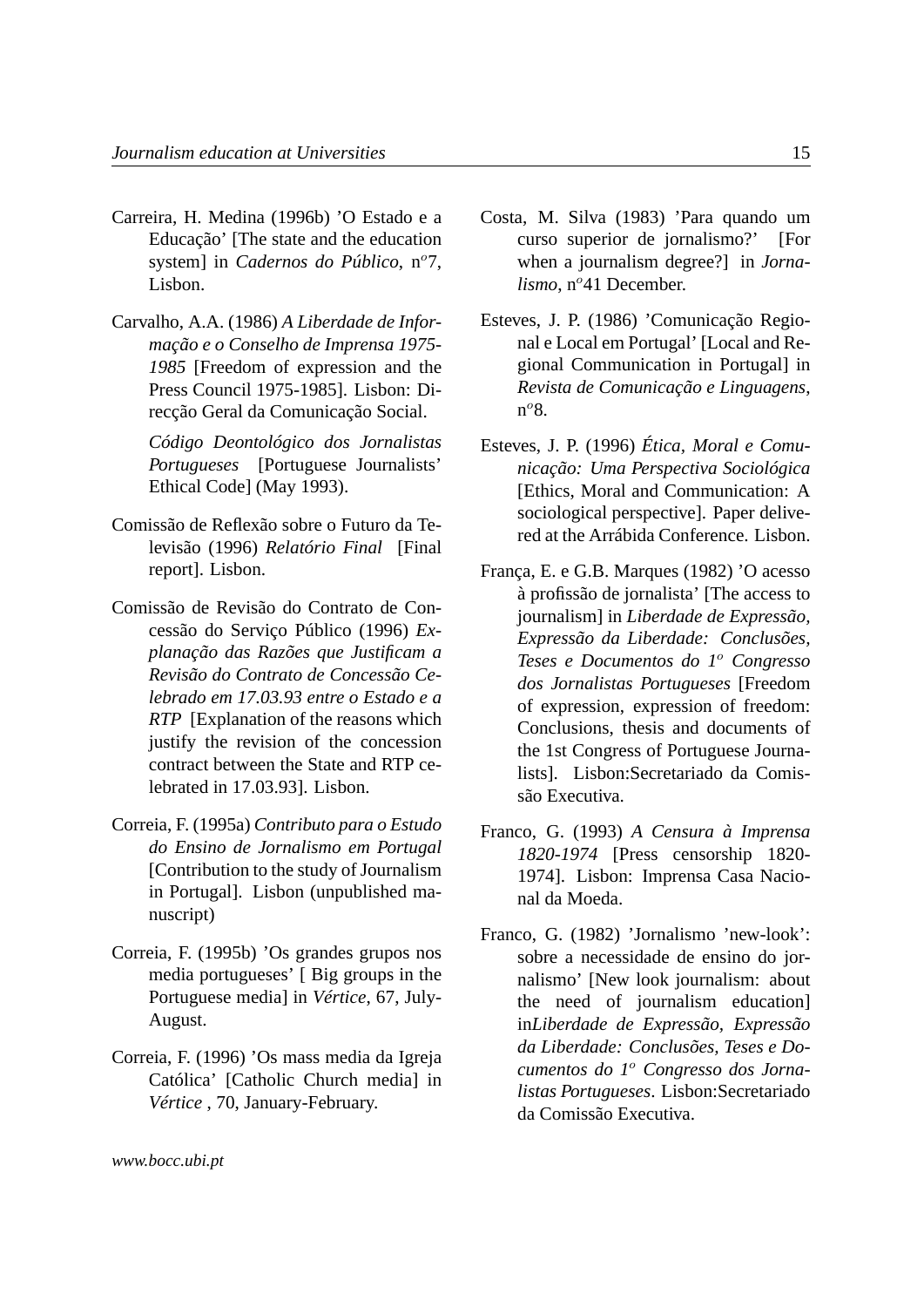Carreira, H. Medina (1996b) 'O Estado e a Educação' [The state and the education system] in *Cadernos do Público*, n$^o$7, Lisbon.

Carvalho, A.A. (1986) *A Liberdade de Informação e o Conselho de Imprensa 1975-1985* [Freedom of expression and the Press Council 1975-1985]. Lisbon: Direcção Geral da Comunicação Social.

*Código Deontológico dos Jornalistas Portugueses* [Portuguese Journalists' Ethical Code] (May 1993).

Comissão de Reflexão sobre o Futuro da Televisão (1996) *Relatório Final* [Final report]. Lisbon.

Comissão de Revisão do Contrato de Concessão do Serviço Público (1996) *Explanação das Razões que Justificam a Revisão do Contrato de Concessão Celebrado em 17.03.93 entre o Estado e a RTP* [Explanation of the reasons which justify the revision of the concession contract between the State and RTP celebrated in 17.03.93]. Lisbon.

Correia, F. (1995a) *Contributo para o Estudo do Ensino de Jornalismo em Portugal* [Contribution to the study of Journalism in Portugal]. Lisbon (unpublished manuscript)

Correia, F. (1995b) 'Os grandes grupos nos media portugueses' [ Big groups in the Portuguese media] in *Vértice*, 67, July-August.

Correia, F. (1996) 'Os mass media da Igreja Católica' [Catholic Church media] in *Vértice* , 70, January-February.

Costa, M. Silva (1983) 'Para quando um curso superior de jornalismo?' [For when a journalism degree?] in *Jornalismo*, n$^o$41 December.

Esteves, J. P. (1986) 'Comunicação Regional e Local em Portugal' [Local and Regional Communication in Portugal] in *Revista de Comunicação e Linguagens*, n$^o$8.

Esteves, J. P. (1996) *Ética, Moral e Comunicação: Uma Perspectiva Sociológica* [Ethics, Moral and Communication: A sociological perspective]. Paper delivered at the Arrábida Conference. Lisbon.

França, E. e G.B. Marques (1982) 'O acesso à profissão de jornalista' [The access to journalism] in *Liberdade de Expressão, Expressão da Liberdade: Conclusões, Teses e Documentos do 1$^o$ Congresso dos Jornalistas Portugueses* [Freedom of expression, expression of freedom: Conclusions, thesis and documents of the 1st Congress of Portuguese Journalists]. Lisbon:Secretariado da Comissão Executiva.

Franco, G. (1993) *A Censura à Imprensa 1820-1974* [Press censorship 1820-1974]. Lisbon: Imprensa Casa Nacional da Moeda.

Franco, G. (1982) 'Jornalismo 'new-look': sobre a necessidade de ensino do jornalismo' [New look journalism: about the need of journalism education] in*Liberdade de Expressão, Expressão da Liberdade: Conclusões, Teses e Documentos do 1$^o$ Congresso dos Jornalistas Portugueses*. Lisbon:Secretariado da Comissão Executiva.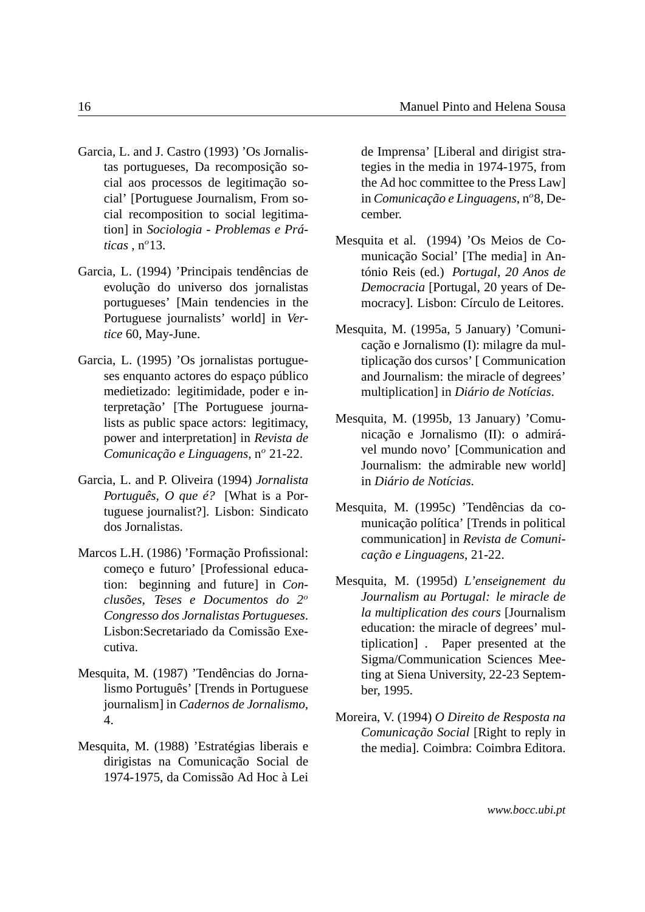Garcia, L. and J. Castro (1993) 'Os Jornalistas portugueses, Da recomposição social aos processos de legitimação social' [Portuguese Journalism, From social recomposition to social legitimation] in *Sociologia - Problemas e Práticas* , n$^o$13.

Garcia, L. (1994) 'Principais tendências de evolução do universo dos jornalistas portugueses' [Main tendencies in the Portuguese journalists' world] in *Vertice* 60, May-June.

Garcia, L. (1995) 'Os jornalistas portugueses enquanto actores do espaço público medietizado: legitimidade, poder e interpretação' [The Portuguese journalists as public space actors: legitimacy, power and interpretation] in *Revista de Comunicação e Linguagens*, n$^o$ 21-22.

Garcia, L. and P. Oliveira (1994) *Jornalista Português, O que é?* [What is a Portuguese journalist?]. Lisbon: Sindicato dos Jornalistas.

Marcos L.H. (1986) 'Formação Profissional: começo e futuro' [Professional education: beginning and future] in *Conclusões, Teses e Documentos do 2$^o$ Congresso dos Jornalistas Portugueses*. Lisbon:Secretariado da Comissão Executiva.

Mesquita, M. (1987) 'Tendências do Jornalismo Português' [Trends in Portuguese journalism] in *Cadernos de Jornalismo*, 4.

Mesquita, M. (1988) 'Estratégias liberais e dirigistas na Comunicação Social de 1974-1975, da Comissão Ad Hoc à Lei de Imprensa' [Liberal and dirigist strategies in the media in 1974-1975, from the Ad hoc committee to the Press Law] in *Comunicação e Linguagens*, n$^o$8, December.

Mesquita et al. (1994) 'Os Meios de Comunicação Social' [The media] in António Reis (ed.) *Portugal, 20 Anos de Democracia* [Portugal, 20 years of Democracy]. Lisbon: Círculo de Leitores.

Mesquita, M. (1995a, 5 January) 'Comunicação e Jornalismo (I): milagre da multiplicação dos cursos' [ Communication and Journalism: the miracle of degrees' multiplication] in *Diário de Notícias*.

Mesquita, M. (1995b, 13 January) 'Comunicação e Jornalismo (II): o admirável mundo novo' [Communication and Journalism: the admirable new world] in *Diário de Notícias*.

Mesquita, M. (1995c) 'Tendências da comunicação política' [Trends in political communication] in *Revista de Comunicação e Linguagens*, 21-22.

Mesquita, M. (1995d) *L'enseignement du Journalism au Portugal: le miracle de la multiplication des cours* [Journalism education: the miracle of degrees' multiplication] . Paper presented at the Sigma/Communication Sciences Meeting at Siena University, 22-23 September, 1995.

Moreira, V. (1994) *O Direito de Resposta na Comunicação Social* [Right to reply in the media]. Coimbra: Coimbra Editora.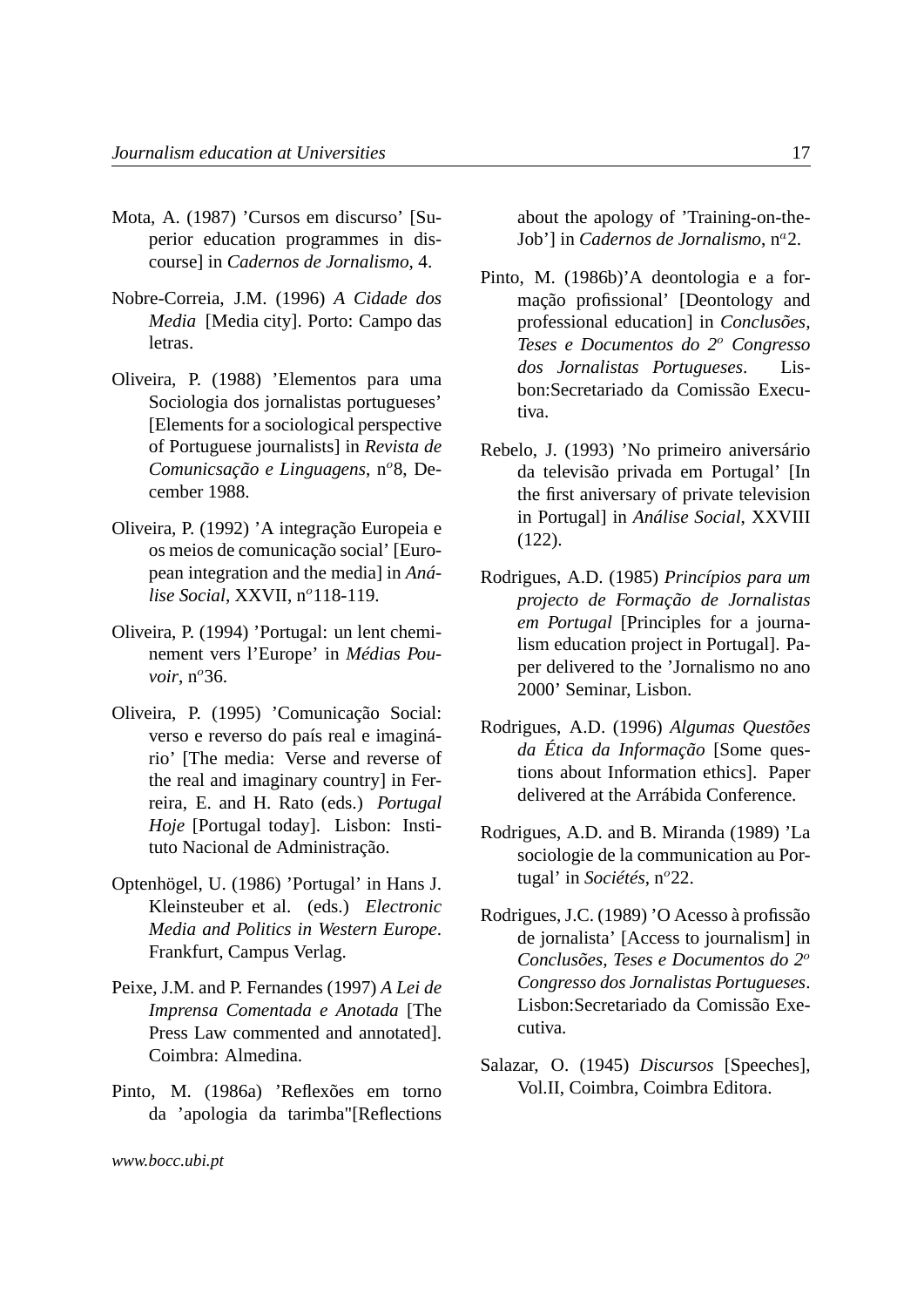Mota, A. (1987) 'Cursos em discurso' [Superior education programmes in discourse] in *Cadernos de Jornalismo*, 4.

Nobre-Correia, J.M. (1996) *A Cidade dos Media* [Media city]. Porto: Campo das letras.

Oliveira, P. (1988) 'Elementos para uma Sociologia dos jornalistas portugueses' [Elements for a sociological perspective of Portuguese journalists] in *Revista de Comunicsação e Linguagens*, n$^{o}$8, December 1988.

Oliveira, P. (1992) 'A integração Europeia e os meios de comunicação social' [European integration and the media] in *Análise Social*, XXVII, n$^{o}$118-119.

Oliveira, P. (1994) 'Portugal: un lent cheminement vers l'Europe' in *Médias Pouvoir*, n$^{o}$36.

Oliveira, P. (1995) 'Comunicação Social: verso e reverso do país real e imaginário' [The media: Verse and reverse of the real and imaginary country] in Ferreira, E. and H. Rato (eds.) *Portugal Hoje* [Portugal today]. Lisbon: Instituto Nacional de Administração.

Optenhögel, U. (1986) 'Portugal' in Hans J. Kleinsteuber et al. (eds.) *Electronic Media and Politics in Western Europe*. Frankfurt, Campus Verlag.

Peixe, J.M. and P. Fernandes (1997) *A Lei de Imprensa Comentada e Anotada* [The Press Law commented and annotated]. Coimbra: Almedina.

Pinto, M. (1986a) 'Reflexões em torno da 'apologia da tarimba"[Reflections about the apology of 'Training-on-the-Job'] in *Cadernos de Jornalismo*, n$^{a}$2.

Pinto, M. (1986b)'A deontologia e a formação profissional' [Deontology and professional education] in *Conclusões, Teses e Documentos do 2$^{o}$ Congresso dos Jornalistas Portugueses*. Lisbon:Secretariado da Comissão Executiva.

Rebelo, J. (1993) 'No primeiro aniversário da televisão privada em Portugal' [In the first aniversary of private television in Portugal] in *Análise Social*, XXVIII (122).

Rodrigues, A.D. (1985) *Princípios para um projecto de Formação de Jornalistas em Portugal* [Principles for a journalism education project in Portugal]. Paper delivered to the 'Jornalismo no ano 2000' Seminar, Lisbon.

Rodrigues, A.D. (1996) *Algumas Questões da Ética da Informação* [Some questions about Information ethics]. Paper delivered at the Arrábida Conference.

Rodrigues, A.D. and B. Miranda (1989) 'La sociologie de la communication au Portugal' in *Sociétés*, n$^{o}$22.

Rodrigues, J.C. (1989) 'O Acesso à profissão de jornalista' [Access to journalism] in *Conclusões, Teses e Documentos do 2$^{o}$ Congresso dos Jornalistas Portugueses*. Lisbon:Secretariado da Comissão Executiva.

Salazar, O. (1945) *Discursos* [Speeches], Vol.II, Coimbra, Coimbra Editora.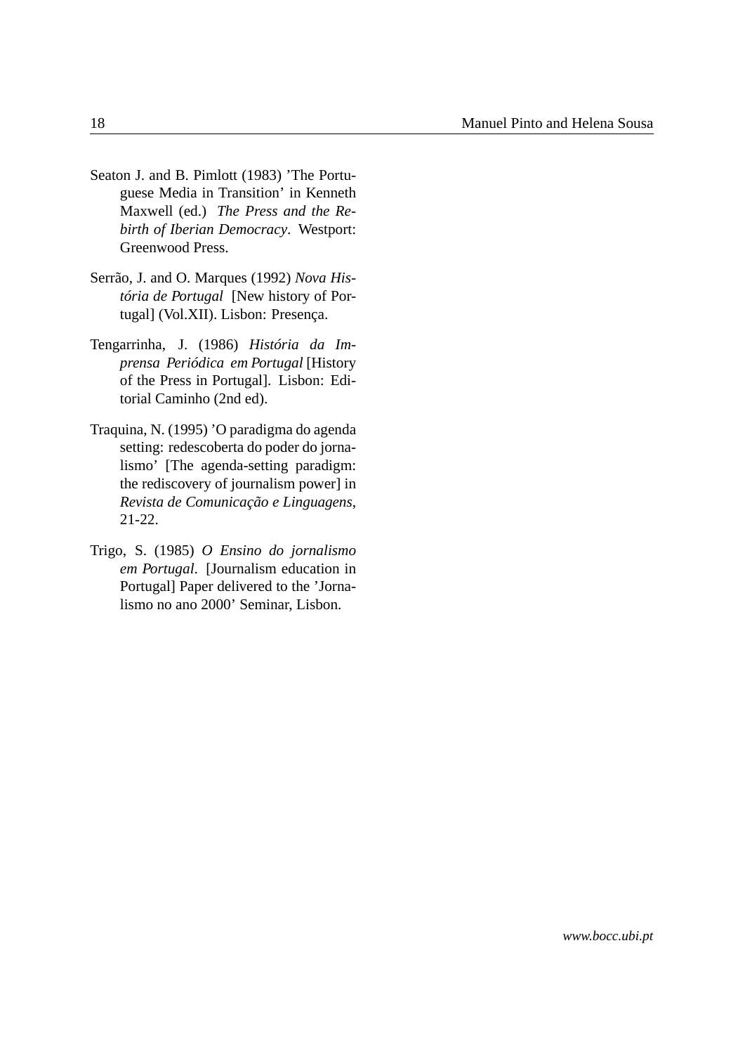Seaton J. and B. Pimlott (1983) 'The Portuguese Media in Transition' in Kenneth Maxwell (ed.) *The Press and the Rebirth of Iberian Democracy*. Westport: Greenwood Press.

Serrão, J. and O. Marques (1992) *Nova História de Portugal* [New history of Portugal] (Vol.XII). Lisbon: Presença.

Tengarrinha, J. (1986) *História da Imprensa Periódica em Portugal* [History of the Press in Portugal]. Lisbon: Editorial Caminho (2nd ed).

Traquina, N. (1995) 'O paradigma do agenda setting: redescoberta do poder do jornalismo' [The agenda-setting paradigm: the rediscovery of journalism power] in *Revista de Comunicação e Linguagens*, 21-22.

Trigo, S. (1985) *O Ensino do jornalismo em Portugal*. [Journalism education in Portugal] Paper delivered to the 'Jornalismo no ano 2000' Seminar, Lisbon.